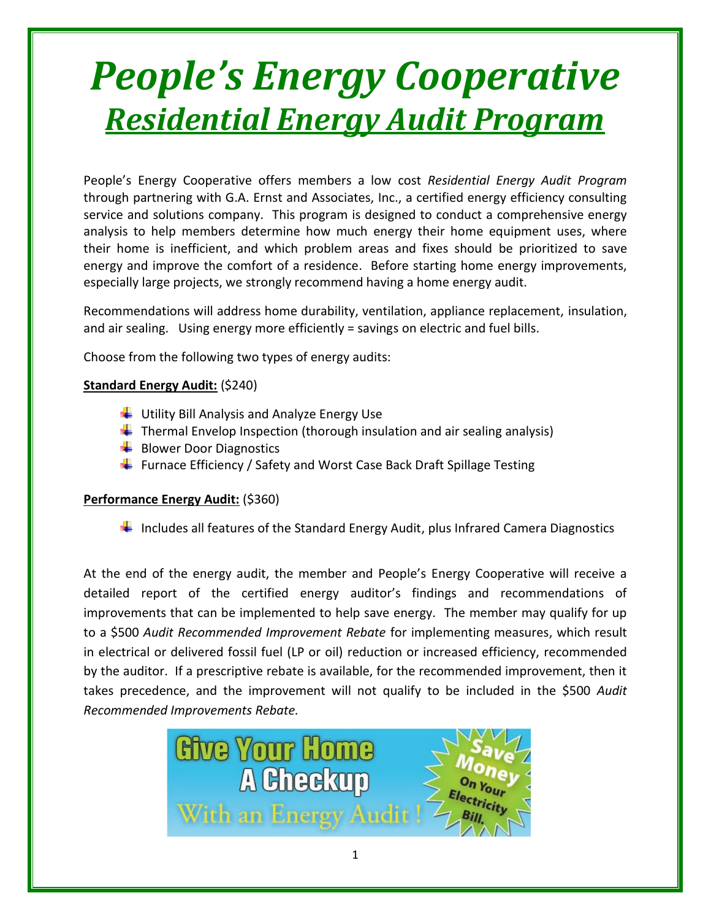# *People's Energy Cooperative*

## ***Residential Energy Audit Program***

People's Energy Cooperative offers members a low cost *Residential Energy Audit Program* through partnering with G.A. Ernst and Associates, Inc., a certified energy efficiency consulting service and solutions company. This program is designed to conduct a comprehensive energy analysis to help members determine how much energy their home equipment uses, where their home is inefficient, and which problem areas and fixes should be prioritized to save energy and improve the comfort of a residence. Before starting home energy improvements, especially large projects, we strongly recommend having a home energy audit.

Recommendations will address home durability, ventilation, appliance replacement, insulation, and air sealing. Using energy more efficiently = savings on electric and fuel bills.

Choose from the following two types of energy audits:

**Standard Energy Audit:** ($240)

- Utility Bill Analysis and Analyze Energy Use
- Thermal Envelop Inspection (thorough insulation and air sealing analysis)
- Blower Door Diagnostics
- Furnace Efficiency / Safety and Worst Case Back Draft Spillage Testing

**Performance Energy Audit:** ($360)

- Includes all features of the Standard Energy Audit, plus Infrared Camera Diagnostics

At the end of the energy audit, the member and People's Energy Cooperative will receive a detailed report of the certified energy auditor's findings and recommendations of improvements that can be implemented to help save energy. The member may qualify for up to a $500 *Audit Recommended Improvement Rebate* for implementing measures, which result in electrical or delivered fossil fuel (LP or oil) reduction or increased efficiency, recommended by the auditor. If a prescriptive rebate is available, for the recommended improvement, then it takes precedence, and the improvement will not qualify to be included in the $500 *Audit Recommended Improvements Rebate.*

Give Your Home A Checkup With an Energy Audit! Save Money On Your Electricity Bill.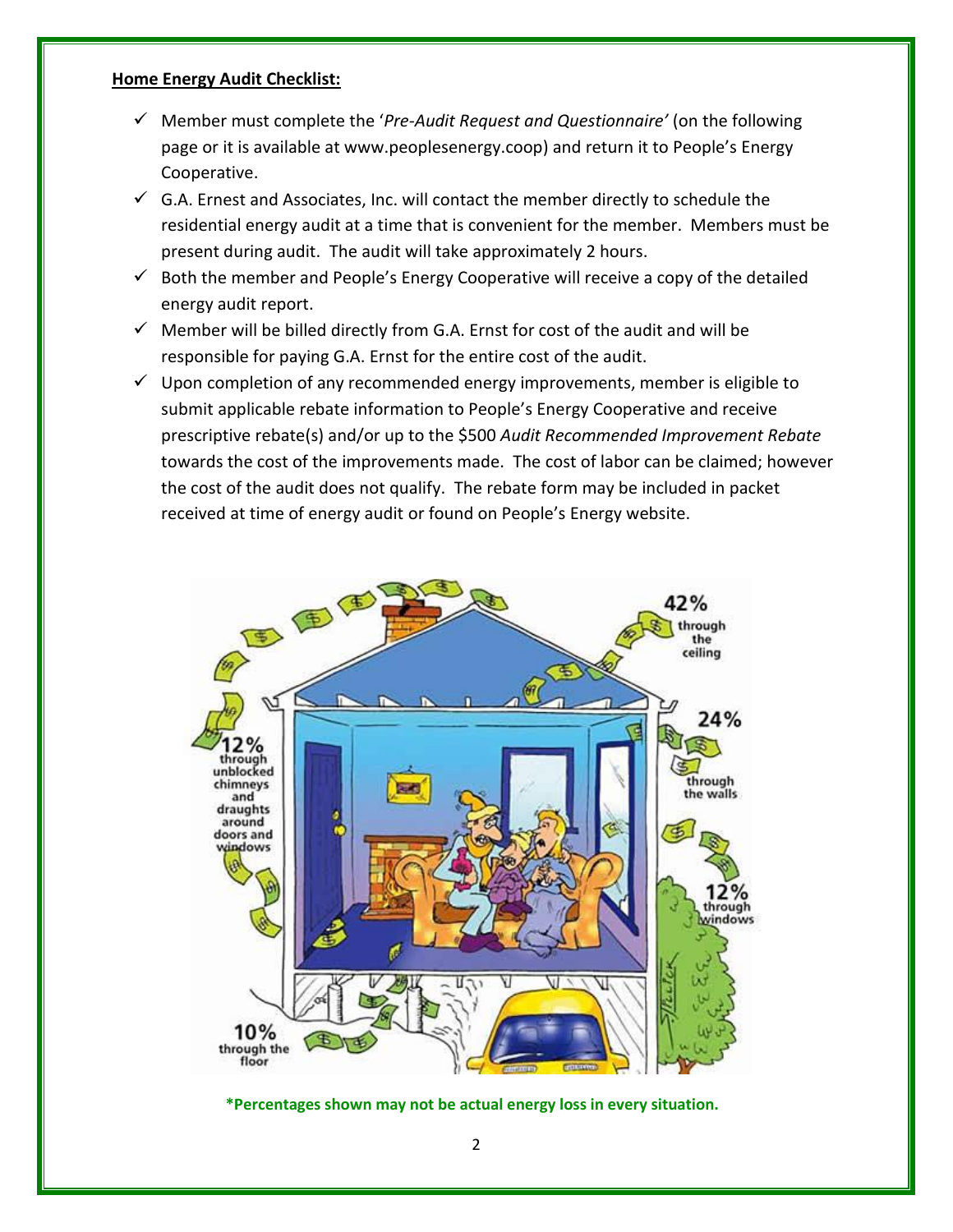**Home Energy Audit Checklist:**

- ✓ Member must complete the '*Pre-Audit Request and Questionnaire'* (on the following page or it is available at www.peoplesenergy.coop) and return it to People's Energy Cooperative.
- ✓ G.A. Ernest and Associates, Inc. will contact the member directly to schedule the residential energy audit at a time that is convenient for the member. Members must be present during audit. The audit will take approximately 2 hours.
- ✓ Both the member and People's Energy Cooperative will receive a copy of the detailed energy audit report.
- ✓ Member will be billed directly from G.A. Ernst for cost of the audit and will be responsible for paying G.A. Ernst for the entire cost of the audit.
- ✓ Upon completion of any recommended energy improvements, member is eligible to submit applicable rebate information to People's Energy Cooperative and receive prescriptive rebate(s) and/or up to the $500 *Audit Recommended Improvement Rebate* towards the cost of the improvements made. The cost of labor can be claimed; however the cost of the audit does not qualify. The rebate form may be included in packet received at time of energy audit or found on People's Energy website.

**\*Percentages shown may not be actual energy loss in every situation.**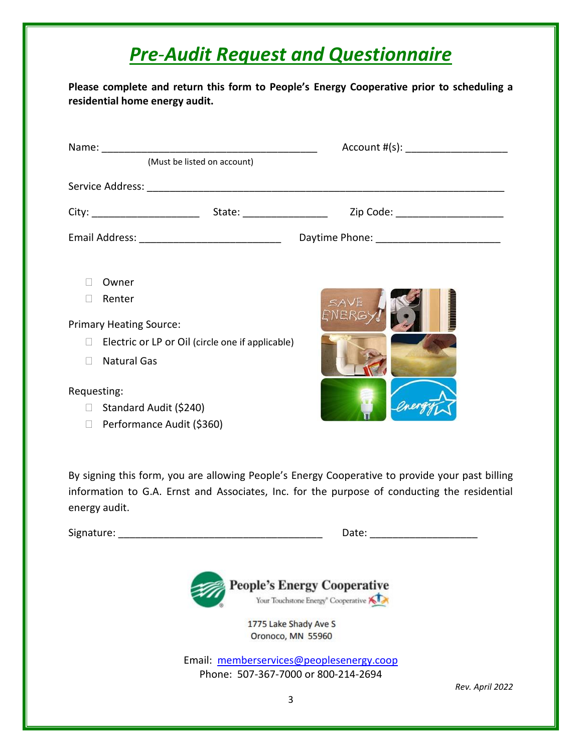// Pre-Audit Request and Questionnaire

# *Pre-Audit Request and Questionnaire*

**Please complete and return this form to People's Energy Cooperative prior to scheduling a residential home energy audit.**

Name: _______________________________________ Account #(s): __________________
(Must be listed on account)

Service Address: _________________________________________________________________

City: ___________________ State: _______________ Zip Code: ___________________

Email Address: _________________________ Daytime Phone: _____________________

- ☐ Owner
- ☐ Renter

Primary Heating Source:

- ☐ Electric or LP or Oil (circle one if applicable)
- ☐ Natural Gas

Requesting:

- ☐ Standard Audit ($240)
- ☐ Performance Audit ($360)

By signing this form, you are allowing People's Energy Cooperative to provide your past billing information to G.A. Ernst and Associates, Inc. for the purpose of conducting the residential energy audit.

Signature: ____________________________________ Date: __________________

People's Energy Cooperative
Your Touchstone Energy® Cooperative

1775 Lake Shady Ave S
Oronoco, MN 55960

Email: memberservices@peoplesenergy.coop
Phone: 507-367-7000 or 800-214-2694

*Rev. April 2022*